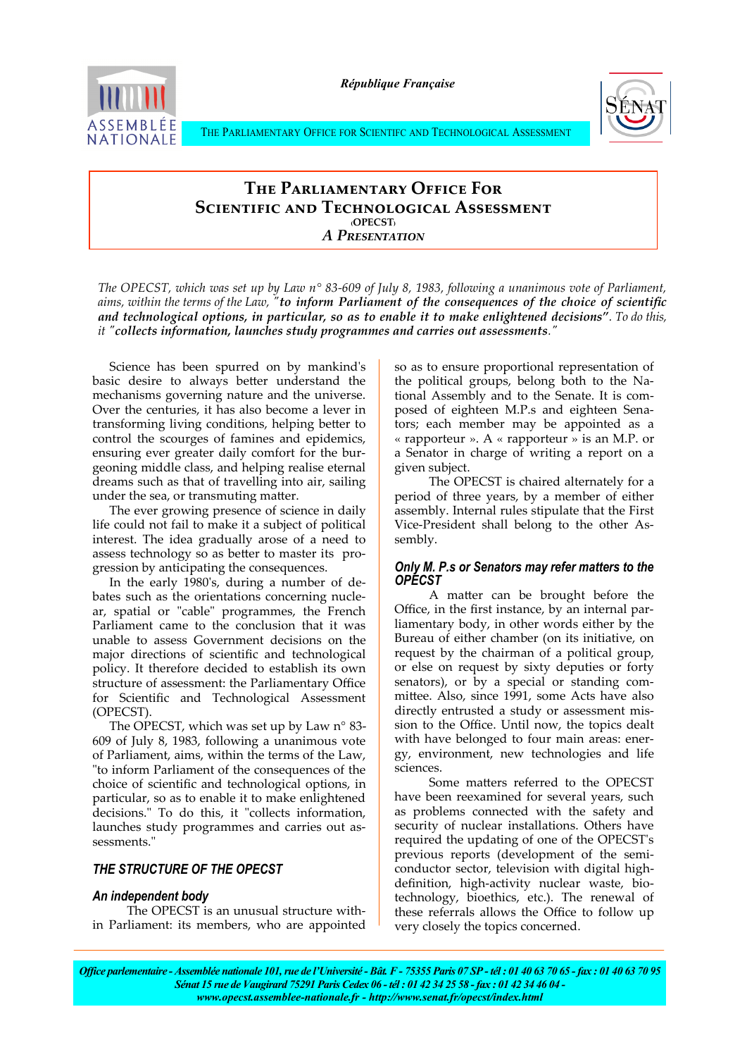République Française

THE PARLIAMENTARY OFFICE FOR SCIENTIFC AND TECHNOLOGICAL ASSESSMENT

# The Parliamentary Office For Scientific and Technological Assessment
(OPECST)
*A Presentation*

*The OPECST, which was set up by Law n° 83-609 of July 8, 1983, following a unanimous vote of Parliament, aims, within the terms of the Law, "**to inform Parliament of the consequences of the choice of scientific and technological options, in particular, so as to enable it to make enlightened decisions**". To do this, it "**collects information, launches study programmes and carries out assessments**."*

Science has been spurred on by mankind's basic desire to always better understand the mechanisms governing nature and the universe. Over the centuries, it has also become a lever in transforming living conditions, helping better to control the scourges of famines and epidemics, ensuring ever greater daily comfort for the burgeoning middle class, and helping realise eternal dreams such as that of travelling into air, sailing under the sea, or transmuting matter.

The ever growing presence of science in daily life could not fail to make it a subject of political interest. The idea gradually arose of a need to assess technology so as better to master its progression by anticipating the consequences.

In the early 1980's, during a number of debates such as the orientations concerning nuclear, spatial or "cable" programmes, the French Parliament came to the conclusion that it was unable to assess Government decisions on the major directions of scientific and technological policy. It therefore decided to establish its own structure of assessment: the Parliamentary Office for Scientific and Technological Assessment (OPECST).

The OPECST, which was set up by Law n° 83-609 of July 8, 1983, following a unanimous vote of Parliament, aims, within the terms of the Law, "to inform Parliament of the consequences of the choice of scientific and technological options, in particular, so as to enable it to make enlightened decisions." To do this, it "collects information, launches study programmes and carries out assessments."

## THE STRUCTURE OF THE OPECST

### An independent body

The OPECST is an unusual structure within Parliament: its members, who are appointed so as to ensure proportional representation of the political groups, belong both to the National Assembly and to the Senate. It is composed of eighteen M.P.s and eighteen Senators; each member may be appointed as a « rapporteur ». A « rapporteur » is an M.P. or a Senator in charge of writing a report on a given subject.

The OPECST is chaired alternately for a period of three years, by a member of either assembly. Internal rules stipulate that the First Vice-President shall belong to the other Assembly.

### Only M. P.s or Senators may refer matters to the OPECST

A matter can be brought before the Office, in the first instance, by an internal parliamentary body, in other words either by the Bureau of either chamber (on its initiative, on request by the chairman of a political group, or else on request by sixty deputies or forty senators), or by a special or standing committee. Also, since 1991, some Acts have also directly entrusted a study or assessment mission to the Office. Until now, the topics dealt with have belonged to four main areas: energy, environment, new technologies and life sciences.

Some matters referred to the OPECST have been reexamined for several years, such as problems connected with the safety and security of nuclear installations. Others have required the updating of one of the OPECST's previous reports (development of the semiconductor sector, television with digital high-definition, high-activity nuclear waste, biotechnology, bioethics, etc.). The renewal of these referrals allows the Office to follow up very closely the topics concerned.

*Office parlementaire - Assemblée nationale 101, rue de l'Université - Bât. F - 75355 Paris 07 SP - tél : 01 40 63 70 65 - fax : 01 40 63 70 95*
*Sénat 15 rue de Vaugirard 75291 Paris Cedex 06 - tél : 01 42 34 25 58 - fax : 01 42 34 46 04 -*
*www.opecst.assemblee-nationale.fr - http://www.senat.fr/opecst/index.html*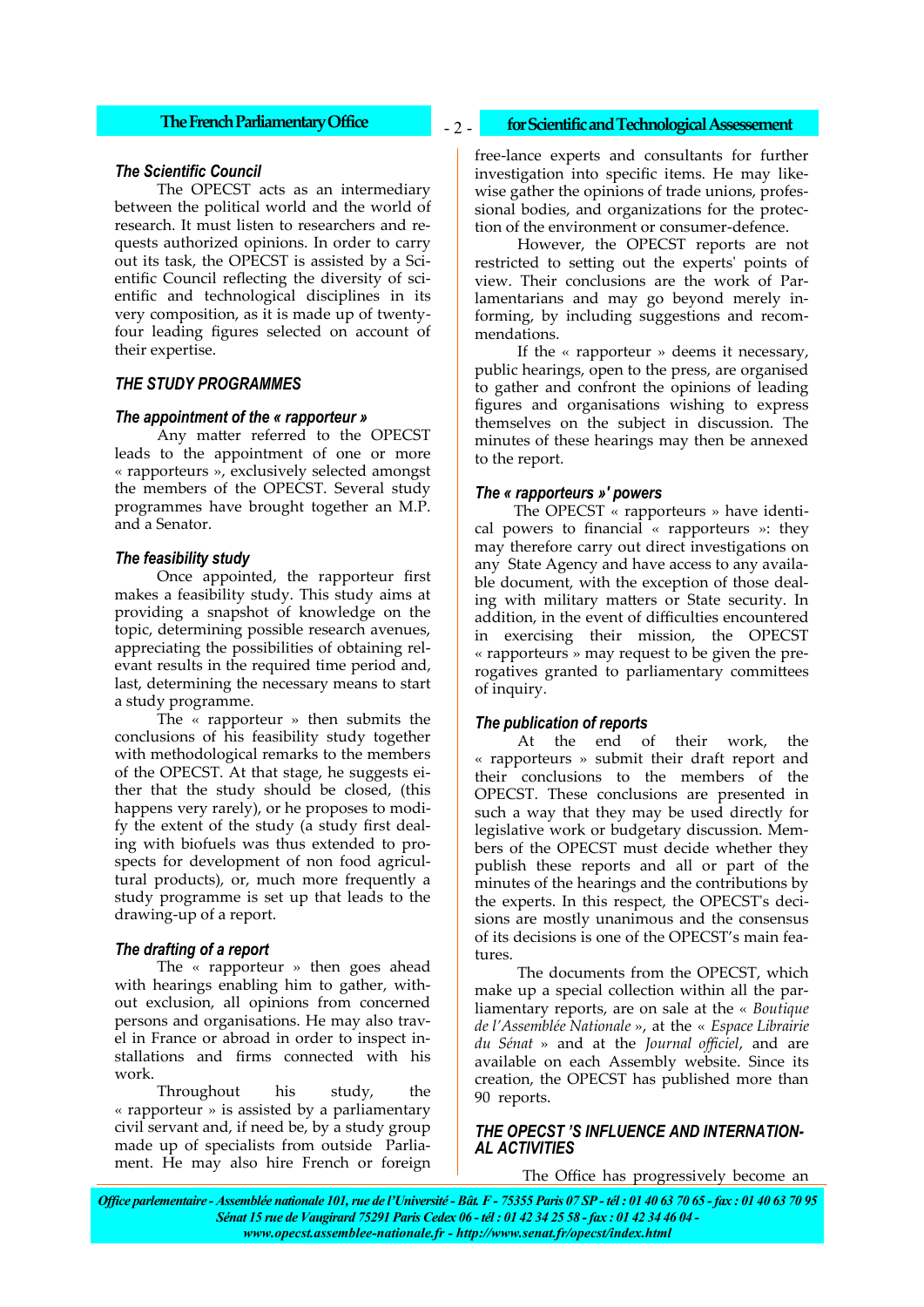### *The Scientific Council*

The OPECST acts as an intermediary between the political world and the world of research. It must listen to researchers and requests authorized opinions. In order to carry out its task, the OPECST is assisted by a Scientific Council reflecting the diversity of scientific and technological disciplines in its very composition, as it is made up of twenty-four leading figures selected on account of their expertise.

## *THE STUDY PROGRAMMES*

### *The appointment of the « rapporteur »*

Any matter referred to the OPECST leads to the appointment of one or more « rapporteurs », exclusively selected amongst the members of the OPECST. Several study programmes have brought together an M.P. and a Senator.

### *The feasibility study*

Once appointed, the rapporteur first makes a feasibility study. This study aims at providing a snapshot of knowledge on the topic, determining possible research avenues, appreciating the possibilities of obtaining relevant results in the required time period and, last, determining the necessary means to start a study programme.

The « rapporteur » then submits the conclusions of his feasibility study together with methodological remarks to the members of the OPECST. At that stage, he suggests either that the study should be closed, (this happens very rarely), or he proposes to modify the extent of the study (a study first dealing with biofuels was thus extended to prospects for development of non food agricultural products), or, much more frequently a study programme is set up that leads to the drawing-up of a report.

### *The drafting of a report*

The « rapporteur » then goes ahead with hearings enabling him to gather, without exclusion, all opinions from concerned persons and organisations. He may also travel in France or abroad in order to inspect installations and firms connected with his work.

Throughout his study, the « rapporteur » is assisted by a parliamentary civil servant and, if need be, by a study group made up of specialists from outside Parliament. He may also hire French or foreign free-lance experts and consultants for further investigation into specific items. He may likewise gather the opinions of trade unions, professional bodies, and organizations for the protection of the environment or consumer-defence.

However, the OPECST reports are not restricted to setting out the experts' points of view. Their conclusions are the work of Parlamentarians and may go beyond merely informing, by including suggestions and recommendations.

If the « rapporteur » deems it necessary, public hearings, open to the press, are organised to gather and confront the opinions of leading figures and organisations wishing to express themselves on the subject in discussion. The minutes of these hearings may then be annexed to the report.

### *The « rapporteurs »' powers*

The OPECST « rapporteurs » have identical powers to financial « rapporteurs »: they may therefore carry out direct investigations on any State Agency and have access to any available document, with the exception of those dealing with military matters or State security. In addition, in the event of difficulties encountered in exercising their mission, the OPECST « rapporteurs » may request to be given the prerogatives granted to parliamentary committees of inquiry.

### *The publication of reports*

At the end of their work, the « rapporteurs » submit their draft report and their conclusions to the members of the OPECST. These conclusions are presented in such a way that they may be used directly for legislative work or budgetary discussion. Members of the OPECST must decide whether they publish these reports and all or part of the minutes of the hearings and the contributions by the experts. In this respect, the OPECST's decisions are mostly unanimous and the consensus of its decisions is one of the OPECST's main features.

The documents from the OPECST, which make up a special collection within all the parliamentary reports, are on sale at the « *Boutique de l'Assemblée Nationale* », at the « *Espace Librairie du Sénat* » and at the *Journal officiel*, and are available on each Assembly website. Since its creation, the OPECST has published more than 90 reports.

## *THE OPECST 'S INFLUENCE AND INTERNATIONAL ACTIVITIES*

The Office has progressively become an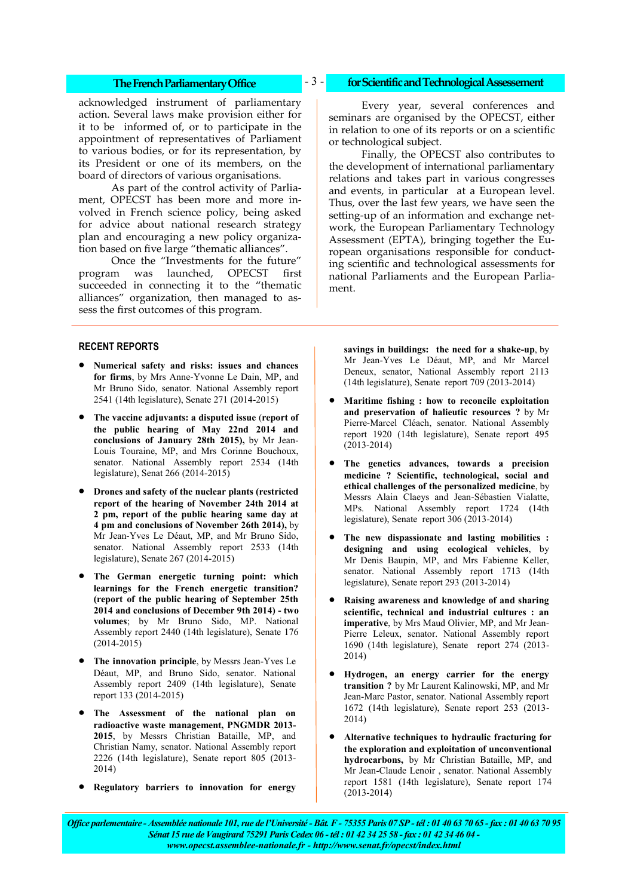acknowledged instrument of parliamentary action. Several laws make provision either for it to be informed of, or to participate in the appointment of representatives of Parliament to various bodies, or for its representation, by its President or one of its members, on the board of directors of various organisations.

As part of the control activity of Parliament, OPECST has been more and more involved in French science policy, being asked for advice about national research strategy plan and encouraging a new policy organization based on five large "thematic alliances".

Once the "Investments for the future" program was launched, OPECST first succeeded in connecting it to the "thematic alliances" organization, then managed to assess the first outcomes of this program.

Every year, several conferences and seminars are organised by the OPECST, either in relation to one of its reports or on a scientific or technological subject.

Finally, the OPECST also contributes to the development of international parliamentary relations and takes part in various congresses and events, in particular at a European level. Thus, over the last few years, we have seen the setting-up of an information and exchange network, the European Parliamentary Technology Assessment (EPTA), bringing together the European organisations responsible for conducting scientific and technological assessments for national Parliaments and the European Parliament.

## RECENT REPORTS

- **Numerical safety and risks: issues and chances for firms**, by Mrs Anne-Yvonne Le Dain, MP, and Mr Bruno Sido, senator. National Assembly report 2541 (14th legislature), Senate 271 (2014-2015)
- **The vaccine adjuvants: a disputed issue (report of the public hearing of May 22nd 2014 and conclusions of January 28th 2015),** by Mr Jean-Louis Touraine, MP, and Mrs Corinne Bouchoux, senator. National Assembly report 2534 (14th legislature), Senat 266 (2014-2015)
- **Drones and safety of the nuclear plants (restricted report of the hearing of November 24th 2014 at 2 pm, report of the public hearing same day at 4 pm and conclusions of November 26th 2014),** by Mr Jean-Yves Le Déaut, MP, and Mr Bruno Sido, senator. National Assembly report 2533 (14th legislature), Senate 267 (2014-2015)
- **The German energetic turning point: which learnings for the French energetic transition? (report of the public hearing of September 25th 2014 and conclusions of December 9th 2014) - two volumes**; by Mr Bruno Sido, MP. National Assembly report 2440 (14th legislature), Senate 176 (2014-2015)
- **The innovation principle**, by Messrs Jean-Yves Le Déaut, MP, and Bruno Sido, senator. National Assembly report 2409 (14th legislature), Senate report 133 (2014-2015)
- **The Assessment of the national plan on radioactive waste management, PNGMDR 2013-2015**, by Messrs Christian Bataille, MP, and Christian Namy, senator. National Assembly report 2226 (14th legislature), Senate report 805 (2013-2014)
- **Regulatory barriers to innovation for energy savings in buildings: the need for a shake-up**, by Mr Jean-Yves Le Déaut, MP, and Mr Marcel Deneux, senator, National Assembly report 2113 (14th legislature), Senate report 709 (2013-2014)
- **Maritime fishing : how to reconcile exploitation and preservation of halieutic resources ?** by Mr Pierre-Marcel Cléach, senator. National Assembly report 1920 (14th legislature), Senate report 495 (2013-2014)
- **The genetics advances, towards a precision medicine ? Scientific, technological, social and ethical challenges of the personalized medicine**, by Messrs Alain Claeys and Jean-Sébastien Vialatte, MPs. National Assembly report 1724 (14th legislature), Senate report 306 (2013-2014)
- **The new dispassionate and lasting mobilities : designing and using ecological vehicles**, by Mr Denis Baupin, MP, and Mrs Fabienne Keller, senator. National Assembly report 1713 (14th legislature), Senate report 293 (2013-2014)
- **Raising awareness and knowledge of and sharing scientific, technical and industrial cultures : an imperative**, by Mrs Maud Olivier, MP, and Mr Jean-Pierre Leleux, senator. National Assembly report 1690 (14th legislature), Senate report 274 (2013-2014)
- **Hydrogen, an energy carrier for the energy transition ?** by Mr Laurent Kalinowski, MP, and Mr Jean-Marc Pastor, senator. National Assembly report 1672 (14th legislature), Senate report 253 (2013-2014)
- **Alternative techniques to hydraulic fracturing for the exploration and exploitation of unconventional hydrocarbons,** by Mr Christian Bataille, MP, and Mr Jean-Claude Lenoir , senator. National Assembly report 1581 (14th legislature), Senate report 174 (2013-2014)

*Office parlementaire - Assemblée nationale 101, rue de l'Université - Bât. F - 75355 Paris 07 SP - tél : 01 40 63 70 65 - fax : 01 40 63 70 95*
*Sénat 15 rue de Vaugirard 75291 Paris Cedex 06 - tél : 01 42 34 25 58 - fax : 01 42 34 46 04 -*
*www.opecst.assemblee-nationale.fr - http://www.senat.fr/opecst/index.html*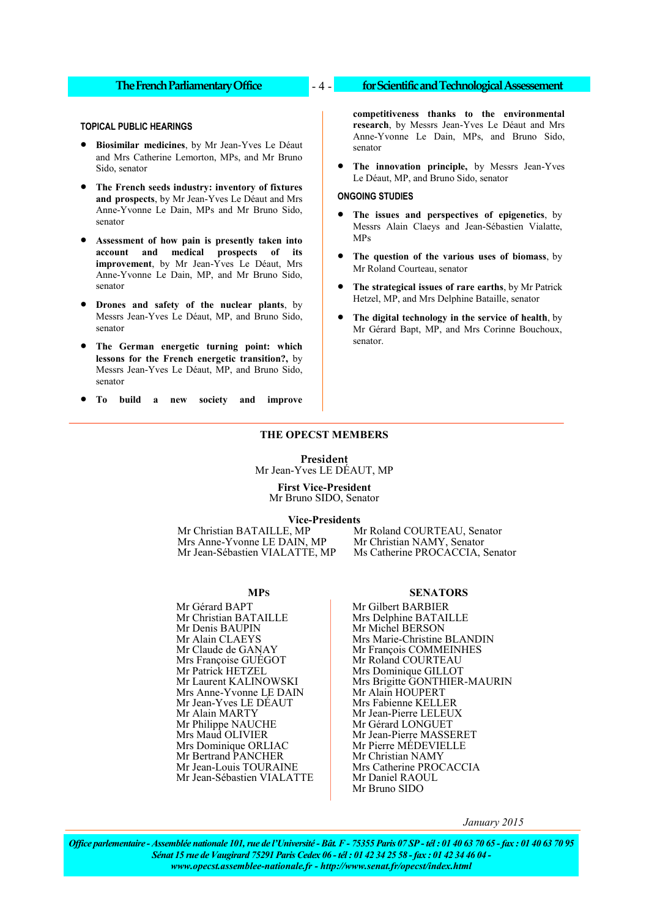### TOPICAL PUBLIC HEARINGS

- **Biosimilar medicines**, by Mr Jean-Yves Le Déaut and Mrs Catherine Lemorton, MPs, and Mr Bruno Sido, senator
- **The French seeds industry: inventory of fixtures and prospects**, by Mr Jean-Yves Le Déaut and Mrs Anne-Yvonne Le Dain, MPs and Mr Bruno Sido, senator
- **Assessment of how pain is presently taken into account and medical prospects of its improvement**, by Mr Jean-Yves Le Déaut, Mrs Anne-Yvonne Le Dain, MP, and Mr Bruno Sido, senator
- **Drones and safety of the nuclear plants**, by Messrs Jean-Yves Le Déaut, MP, and Bruno Sido, senator
- **The German energetic turning point: which lessons for the French energetic transition?**, by Messrs Jean-Yves Le Déaut, MP, and Bruno Sido, senator
- **To build a new society and improve competitiveness thanks to the environmental research**, by Messrs Jean-Yves Le Déaut and Mrs Anne-Yvonne Le Dain, MPs, and Bruno Sido, senator
- **The innovation principle,** by Messrs Jean-Yves Le Déaut, MP, and Bruno Sido, senator

### ONGOING STUDIES

- **The issues and perspectives of epigenetics**, by Messrs Alain Claeys and Jean-Sébastien Vialatte, MPs
- **The question of the various uses of biomass**, by Mr Roland Courteau, senator
- **The strategical issues of rare earths**, by Mr Patrick Hetzel, MP, and Mrs Delphine Bataille, senator
- **The digital technology in the service of health**, by Mr Gérard Bapt, MP, and Mrs Corinne Bouchoux, senator.

---

## THE OPECST MEMBERS

**President**
Mr Jean-Yves LE DÉAUT, MP

**First Vice-President**
Mr Bruno SIDO, Senator

**Vice-Presidents**

| | |
|---|---|
| Mr Christian BATAILLE, MP | Mr Roland COURTEAU, Senator |
| Mrs Anne-Yvonne LE DAIN, MP | Mr Christian NAMY, Senator |
| Mr Jean-Sébastien VIALATTE, MP | Ms Catherine PROCACCIA, Senator |

| MPs | SENATORS |
|---|---|
| Mr Gérard BAPT | Mr Gilbert BARBIER |
| Mr Christian BATAILLE | Mrs Delphine BATAILLE |
| Mr Denis BAUPIN | Mr Michel BERSON |
| Mr Alain CLAEYS | Mrs Marie-Christine BLANDIN |
| Mr Claude de GANAY | Mr François COMMEINHES |
| Mrs Françoise GUÉGOT | Mr Roland COURTEAU |
| Mr Patrick HETZEL | Mrs Dominique GILLOT |
| Mr Laurent KALINOWSKI | Mrs Brigitte GONTHIER-MAURIN |
| Mrs Anne-Yvonne LE DAIN | Mr Alain HOUPERT |
| Mr Jean-Yves LE DÉAUT | Mrs Fabienne KELLER |
| Mr Alain MARTY | Mr Jean-Pierre LELEUX |
| Mr Philippe NAUCHE | Mr Gérard LONGUET |
| Mrs Maud OLIVIER | Mr Jean-Pierre MASSERET |
| Mrs Dominique ORLIAC | Mr Pierre MÉDEVIELLE |
| Mr Bertrand PANCHER | Mr Christian NAMY |
| Mr Jean-Louis TOURAINE | Mrs Catherine PROCACCIA |
| Mr Jean-Sébastien VIALATTE | Mr Daniel RAOUL |
| | Mr Bruno SIDO |

*January 2015*

***Office parlementaire - Assemblée nationale 101, rue de l'Université - Bât. F - 75355 Paris 07 SP - tél : 01 40 63 70 65 - fax : 01 40 63 70 95***
***Sénat 15 rue de Vaugirard 75291 Paris Cedex 06 - tél : 01 42 34 25 58 - fax : 01 42 34 46 04 -***
***www.opecst.assemblee-nationale.fr - http://www.senat.fr/opecst/index.html***